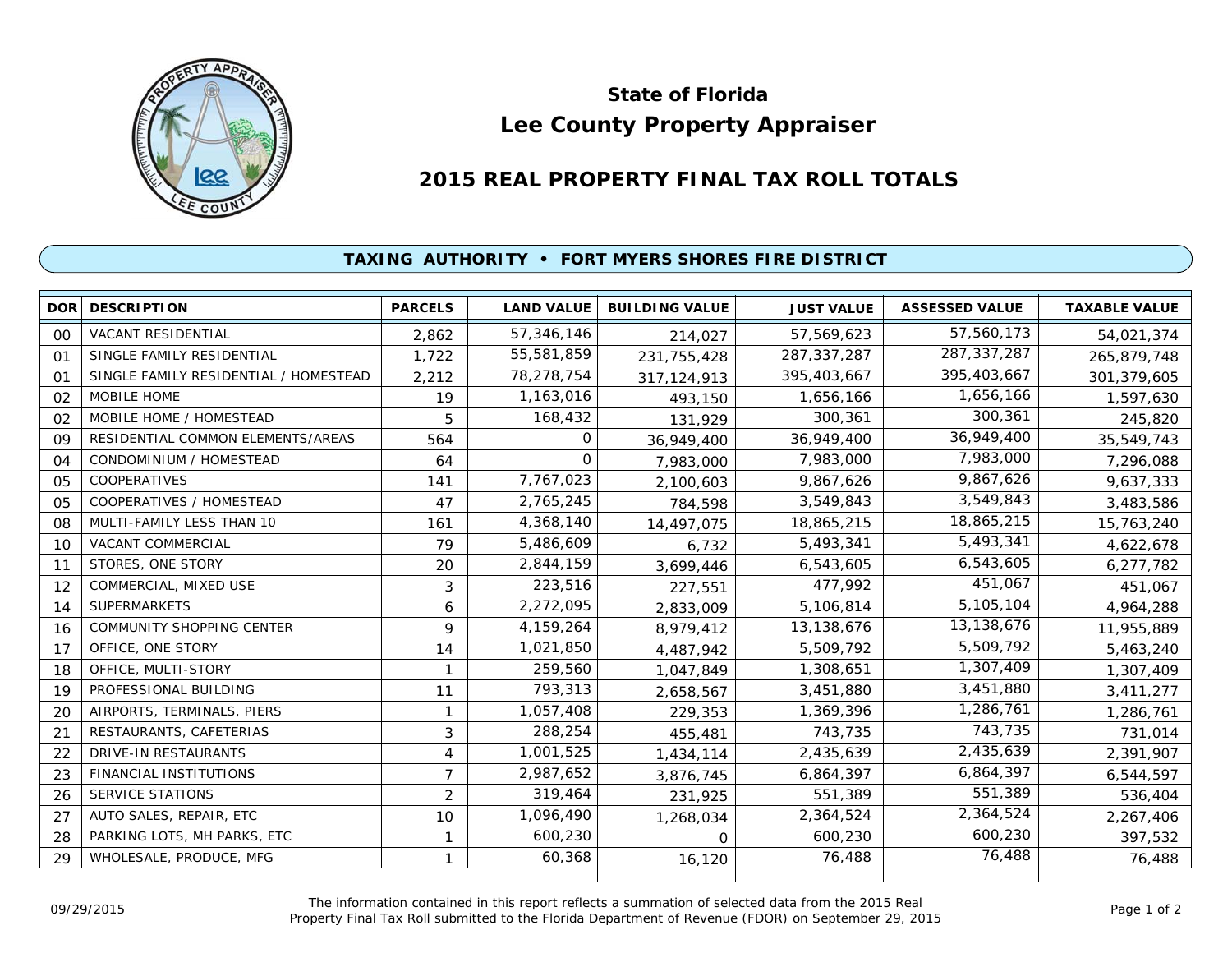# State of Florida
# Lee County Property Appraiser

## 2015 REAL PROPERTY FINAL TAX ROLL TOTALS

### TAXING AUTHORITY • FORT MYERS SHORES FIRE DISTRICT

| DOR | DESCRIPTION | PARCELS | LAND VALUE | BUILDING VALUE | JUST VALUE | ASSESSED VALUE | TAXABLE VALUE |
|---|---|---|---|---|---|---|---|
| 00 | VACANT RESIDENTIAL | 2,862 | 57,346,146 | 214,027 | 57,569,623 | 57,560,173 | 54,021,374 |
| 01 | SINGLE FAMILY RESIDENTIAL | 1,722 | 55,581,859 | 231,755,428 | 287,337,287 | 287,337,287 | 265,879,748 |
| 01 | SINGLE FAMILY RESIDENTIAL / HOMESTEAD | 2,212 | 78,278,754 | 317,124,913 | 395,403,667 | 395,403,667 | 301,379,605 |
| 02 | MOBILE HOME | 19 | 1,163,016 | 493,150 | 1,656,166 | 1,656,166 | 1,597,630 |
| 02 | MOBILE HOME / HOMESTEAD | 5 | 168,432 | 131,929 | 300,361 | 300,361 | 245,820 |
| 09 | RESIDENTIAL COMMON ELEMENTS/AREAS | 564 | 0 | 36,949,400 | 36,949,400 | 36,949,400 | 35,549,743 |
| 04 | CONDOMINIUM / HOMESTEAD | 64 | 0 | 7,983,000 | 7,983,000 | 7,983,000 | 7,296,088 |
| 05 | COOPERATIVES | 141 | 7,767,023 | 2,100,603 | 9,867,626 | 9,867,626 | 9,637,333 |
| 05 | COOPERATIVES / HOMESTEAD | 47 | 2,765,245 | 784,598 | 3,549,843 | 3,549,843 | 3,483,586 |
| 08 | MULTI-FAMILY LESS THAN 10 | 161 | 4,368,140 | 14,497,075 | 18,865,215 | 18,865,215 | 15,763,240 |
| 10 | VACANT COMMERCIAL | 79 | 5,486,609 | 6,732 | 5,493,341 | 5,493,341 | 4,622,678 |
| 11 | STORES, ONE STORY | 20 | 2,844,159 | 3,699,446 | 6,543,605 | 6,543,605 | 6,277,782 |
| 12 | COMMERCIAL, MIXED USE | 3 | 223,516 | 227,551 | 477,992 | 451,067 | 451,067 |
| 14 | SUPERMARKETS | 6 | 2,272,095 | 2,833,009 | 5,106,814 | 5,105,104 | 4,964,288 |
| 16 | COMMUNITY SHOPPING CENTER | 9 | 4,159,264 | 8,979,412 | 13,138,676 | 13,138,676 | 11,955,889 |
| 17 | OFFICE, ONE STORY | 14 | 1,021,850 | 4,487,942 | 5,509,792 | 5,509,792 | 5,463,240 |
| 18 | OFFICE, MULTI-STORY | 1 | 259,560 | 1,047,849 | 1,308,651 | 1,307,409 | 1,307,409 |
| 19 | PROFESSIONAL BUILDING | 11 | 793,313 | 2,658,567 | 3,451,880 | 3,451,880 | 3,411,277 |
| 20 | AIRPORTS, TERMINALS, PIERS | 1 | 1,057,408 | 229,353 | 1,369,396 | 1,286,761 | 1,286,761 |
| 21 | RESTAURANTS, CAFETERIAS | 3 | 288,254 | 455,481 | 743,735 | 743,735 | 731,014 |
| 22 | DRIVE-IN RESTAURANTS | 4 | 1,001,525 | 1,434,114 | 2,435,639 | 2,435,639 | 2,391,907 |
| 23 | FINANCIAL INSTITUTIONS | 7 | 2,987,652 | 3,876,745 | 6,864,397 | 6,864,397 | 6,544,597 |
| 26 | SERVICE STATIONS | 2 | 319,464 | 231,925 | 551,389 | 551,389 | 536,404 |
| 27 | AUTO SALES, REPAIR, ETC | 10 | 1,096,490 | 1,268,034 | 2,364,524 | 2,364,524 | 2,267,406 |
| 28 | PARKING LOTS, MH PARKS, ETC | 1 | 600,230 | 0 | 600,230 | 600,230 | 397,532 |
| 29 | WHOLESALE, PRODUCE, MFG | 1 | 60,368 | 16,120 | 76,488 | 76,488 | 76,488 |

09/29/2015

The information contained in this report reflects a summation of selected data from the 2015 Real Property Final Tax Roll submitted to the Florida Department of Revenue (FDOR) on September 29, 2015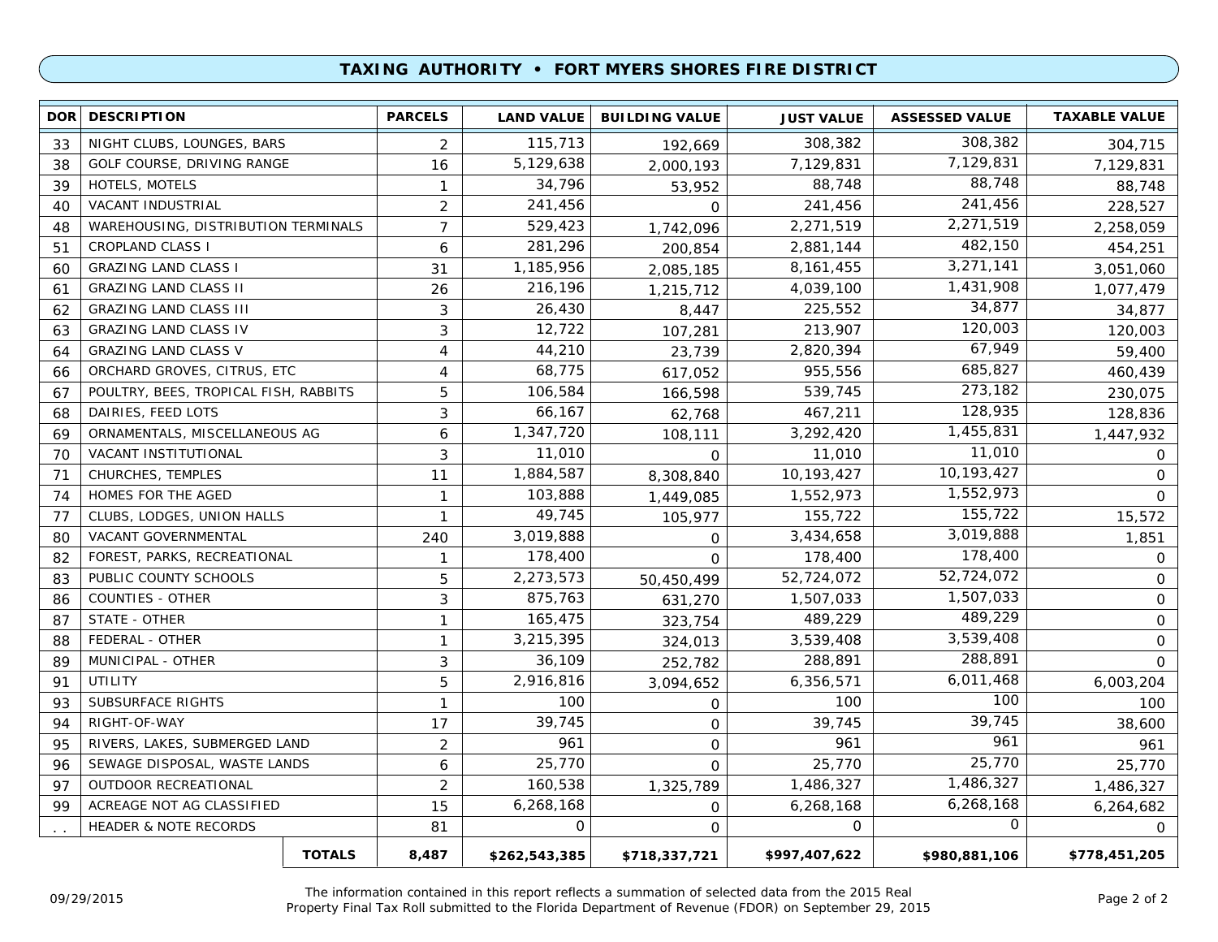## TAXING AUTHORITY • FORT MYERS SHORES FIRE DISTRICT

| DOR | DESCRIPTION | PARCELS | LAND VALUE | BUILDING VALUE | JUST VALUE | ASSESSED VALUE | TAXABLE VALUE |
|---|---|---|---|---|---|---|---|
| 33 | NIGHT CLUBS, LOUNGES, BARS | 2 | 115,713 | 192,669 | 308,382 | 308,382 | 304,715 |
| 38 | GOLF COURSE, DRIVING RANGE | 16 | 5,129,638 | 2,000,193 | 7,129,831 | 7,129,831 | 7,129,831 |
| 39 | HOTELS, MOTELS | 1 | 34,796 | 53,952 | 88,748 | 88,748 | 88,748 |
| 40 | VACANT INDUSTRIAL | 2 | 241,456 | 0 | 241,456 | 241,456 | 228,527 |
| 48 | WAREHOUSING, DISTRIBUTION TERMINALS | 7 | 529,423 | 1,742,096 | 2,271,519 | 2,271,519 | 2,258,059 |
| 51 | CROPLAND CLASS I | 6 | 281,296 | 200,854 | 2,881,144 | 482,150 | 454,251 |
| 60 | GRAZING LAND CLASS I | 31 | 1,185,956 | 2,085,185 | 8,161,455 | 3,271,141 | 3,051,060 |
| 61 | GRAZING LAND CLASS II | 26 | 216,196 | 1,215,712 | 4,039,100 | 1,431,908 | 1,077,479 |
| 62 | GRAZING LAND CLASS III | 3 | 26,430 | 8,447 | 225,552 | 34,877 | 34,877 |
| 63 | GRAZING LAND CLASS IV | 3 | 12,722 | 107,281 | 213,907 | 120,003 | 120,003 |
| 64 | GRAZING LAND CLASS V | 4 | 44,210 | 23,739 | 2,820,394 | 67,949 | 59,400 |
| 66 | ORCHARD GROVES, CITRUS, ETC | 4 | 68,775 | 617,052 | 955,556 | 685,827 | 460,439 |
| 67 | POULTRY, BEES, TROPICAL FISH, RABBITS | 5 | 106,584 | 166,598 | 539,745 | 273,182 | 230,075 |
| 68 | DAIRIES, FEED LOTS | 3 | 66,167 | 62,768 | 467,211 | 128,935 | 128,836 |
| 69 | ORNAMENTALS, MISCELLANEOUS AG | 6 | 1,347,720 | 108,111 | 3,292,420 | 1,455,831 | 1,447,932 |
| 70 | VACANT INSTITUTIONAL | 3 | 11,010 | 0 | 11,010 | 11,010 | 0 |
| 71 | CHURCHES, TEMPLES | 11 | 1,884,587 | 8,308,840 | 10,193,427 | 10,193,427 | 0 |
| 74 | HOMES FOR THE AGED | 1 | 103,888 | 1,449,085 | 1,552,973 | 1,552,973 | 0 |
| 77 | CLUBS, LODGES, UNION HALLS | 1 | 49,745 | 105,977 | 155,722 | 155,722 | 15,572 |
| 80 | VACANT GOVERNMENTAL | 240 | 3,019,888 | 0 | 3,434,658 | 3,019,888 | 1,851 |
| 82 | FOREST, PARKS, RECREATIONAL | 1 | 178,400 | 0 | 178,400 | 178,400 | 0 |
| 83 | PUBLIC COUNTY SCHOOLS | 5 | 2,273,573 | 50,450,499 | 52,724,072 | 52,724,072 | 0 |
| 86 | COUNTIES - OTHER | 3 | 875,763 | 631,270 | 1,507,033 | 1,507,033 | 0 |
| 87 | STATE - OTHER | 1 | 165,475 | 323,754 | 489,229 | 489,229 | 0 |
| 88 | FEDERAL - OTHER | 1 | 3,215,395 | 324,013 | 3,539,408 | 3,539,408 | 0 |
| 89 | MUNICIPAL - OTHER | 3 | 36,109 | 252,782 | 288,891 | 288,891 | 0 |
| 91 | UTILITY | 5 | 2,916,816 | 3,094,652 | 6,356,571 | 6,011,468 | 6,003,204 |
| 93 | SUBSURFACE RIGHTS | 1 | 100 | 0 | 100 | 100 | 100 |
| 94 | RIGHT-OF-WAY | 17 | 39,745 | 0 | 39,745 | 39,745 | 38,600 |
| 95 | RIVERS, LAKES, SUBMERGED LAND | 2 | 961 | 0 | 961 | 961 | 961 |
| 96 | SEWAGE DISPOSAL, WASTE LANDS | 6 | 25,770 | 0 | 25,770 | 25,770 | 25,770 |
| 97 | OUTDOOR RECREATIONAL | 2 | 160,538 | 1,325,789 | 1,486,327 | 1,486,327 | 1,486,327 |
| 99 | ACREAGE NOT AG CLASSIFIED | 15 | 6,268,168 | 0 | 6,268,168 | 6,268,168 | 6,264,682 |
| . . | HEADER & NOTE RECORDS | 81 | 0 | 0 | 0 | 0 | 0 |
| | **TOTALS** | **8,487** | **$262,543,385** | **$718,337,721** | **$997,407,622** | **$980,881,106** | **$778,451,205** |

09/29/2015

The information contained in this report reflects a summation of selected data from the 2015 Real Property Final Tax Roll submitted to the Florida Department of Revenue (FDOR) on September 29, 2015